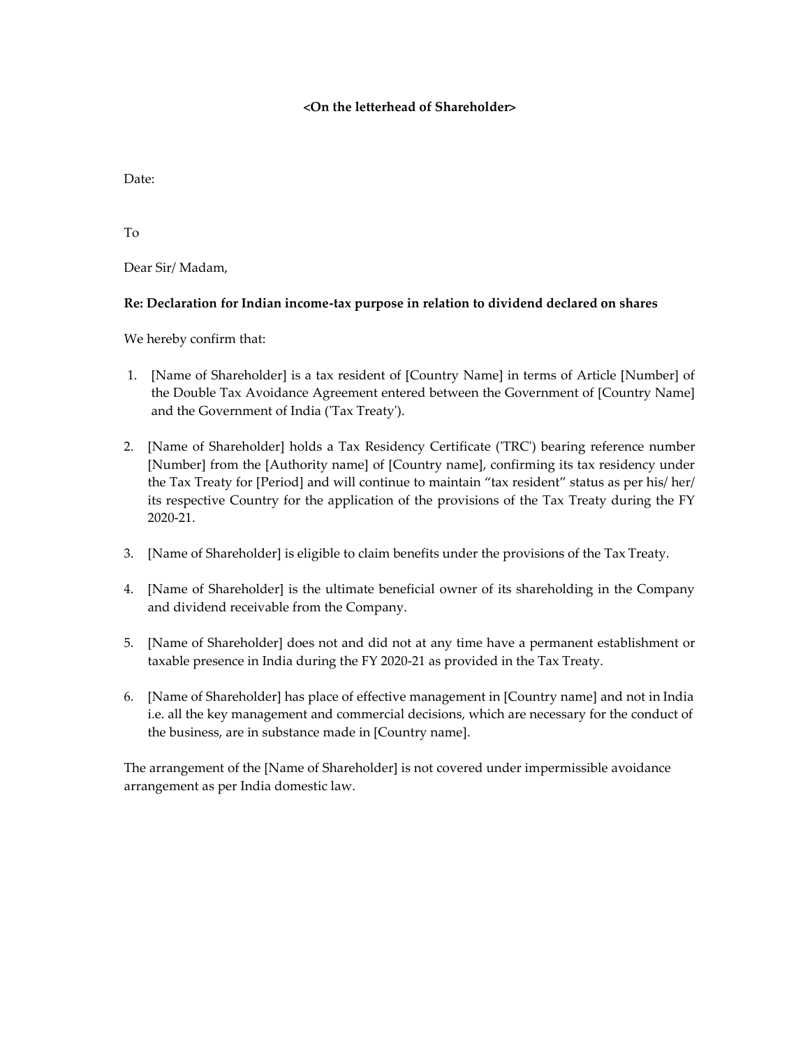**<On the letterhead of Shareholder>**

Date:

To

Dear Sir/ Madam,

**Re: Declaration for Indian income-tax purpose in relation to dividend declared on shares**

We hereby confirm that:

1. [Name of Shareholder] is a tax resident of [Country Name] in terms of Article [Number] of the Double Tax Avoidance Agreement entered between the Government of [Country Name] and the Government of India ('Tax Treaty').

2. [Name of Shareholder] holds a Tax Residency Certificate ('TRC') bearing reference number [Number] from the [Authority name] of [Country name], confirming its tax residency under the Tax Treaty for [Period] and will continue to maintain "tax resident" status as per his/ her/ its respective Country for the application of the provisions of the Tax Treaty during the FY 2020-21.

3. [Name of Shareholder] is eligible to claim benefits under the provisions of the Tax Treaty.

4. [Name of Shareholder] is the ultimate beneficial owner of its shareholding in the Company and dividend receivable from the Company.

5. [Name of Shareholder] does not and did not at any time have a permanent establishment or taxable presence in India during the FY 2020-21 as provided in the Tax Treaty.

6. [Name of Shareholder] has place of effective management in [Country name] and not in India i.e. all the key management and commercial decisions, which are necessary for the conduct of the business, are in substance made in [Country name].

The arrangement of the [Name of Shareholder] is not covered under impermissible avoidance arrangement as per India domestic law.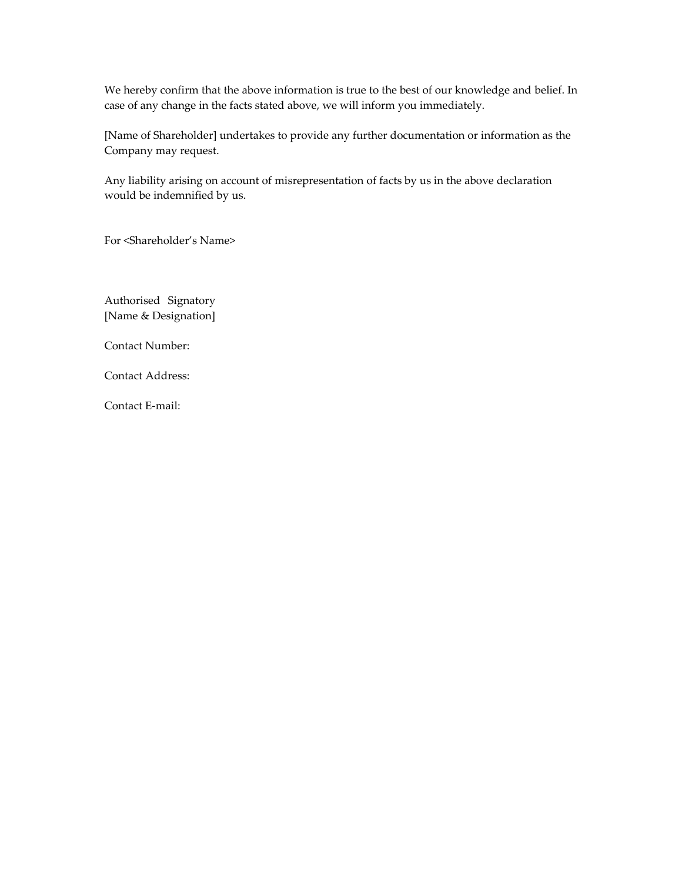We hereby confirm that the above information is true to the best of our knowledge and belief. In case of any change in the facts stated above, we will inform you immediately.

[Name of Shareholder] undertakes to provide any further documentation or information as the Company may request.

Any liability arising on account of misrepresentation of facts by us in the above declaration would be indemnified by us.

For <Shareholder's Name>

Authorised Signatory  
[Name & Designation]

Contact Number:

Contact Address:

Contact E-mail: